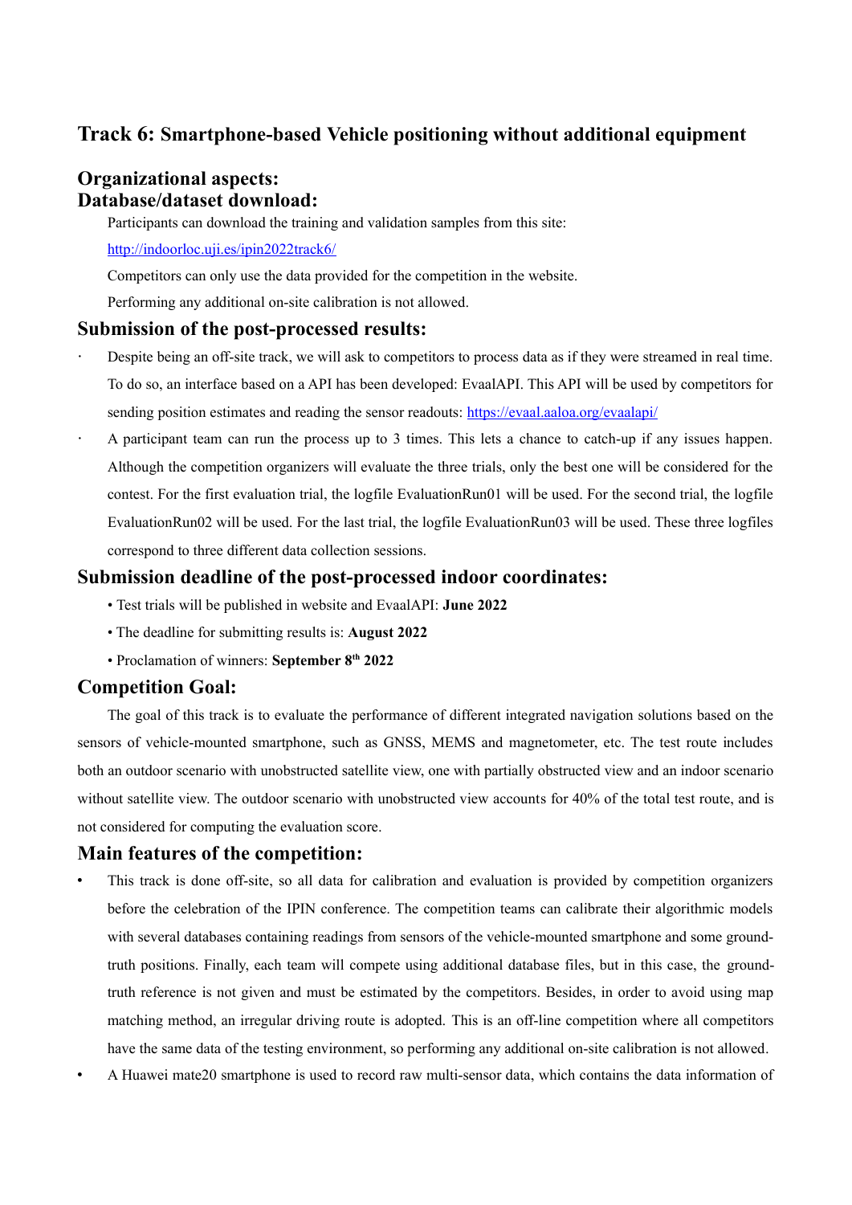# Track 6: Smartphone-based Vehicle positioning without additional equipment

## Organizational aspects:

## Database/dataset download:

Participants can download the training and validation samples from this site:

http://indoorloc.uji.es/ipin2022track6/

Competitors can only use the data provided for the competition in the website.

Performing any additional on-site calibration is not allowed.

## Submission of the post-processed results:

- Despite being an off-site track, we will ask to competitors to process data as if they were streamed in real time. To do so, an interface based on a API has been developed: EvaalAPI. This API will be used by competitors for sending position estimates and reading the sensor readouts: https://evaal.aaloa.org/evaalapi/
- A participant team can run the process up to 3 times. This lets a chance to catch-up if any issues happen. Although the competition organizers will evaluate the three trials, only the best one will be considered for the contest. For the first evaluation trial, the logfile EvaluationRun01 will be used. For the second trial, the logfile EvaluationRun02 will be used. For the last trial, the logfile EvaluationRun03 will be used. These three logfiles correspond to three different data collection sessions.

## Submission deadline of the post-processed indoor coordinates:

- Test trials will be published in website and EvaalAPI: **June 2022**
- The deadline for submitting results is: **August 2022**
- Proclamation of winners: **September 8th 2022**

## Competition Goal:

The goal of this track is to evaluate the performance of different integrated navigation solutions based on the sensors of vehicle-mounted smartphone, such as GNSS, MEMS and magnetometer, etc. The test route includes both an outdoor scenario with unobstructed satellite view, one with partially obstructed view and an indoor scenario without satellite view. The outdoor scenario with unobstructed view accounts for 40% of the total test route, and is not considered for computing the evaluation score.

## Main features of the competition:

- This track is done off-site, so all data for calibration and evaluation is provided by competition organizers before the celebration of the IPIN conference. The competition teams can calibrate their algorithmic models with several databases containing readings from sensors of the vehicle-mounted smartphone and some ground-truth positions. Finally, each team will compete using additional database files, but in this case, the ground-truth reference is not given and must be estimated by the competitors. Besides, in order to avoid using map matching method, an irregular driving route is adopted. This is an off-line competition where all competitors have the same data of the testing environment, so performing any additional on-site calibration is not allowed.
- A Huawei mate20 smartphone is used to record raw multi-sensor data, which contains the data information of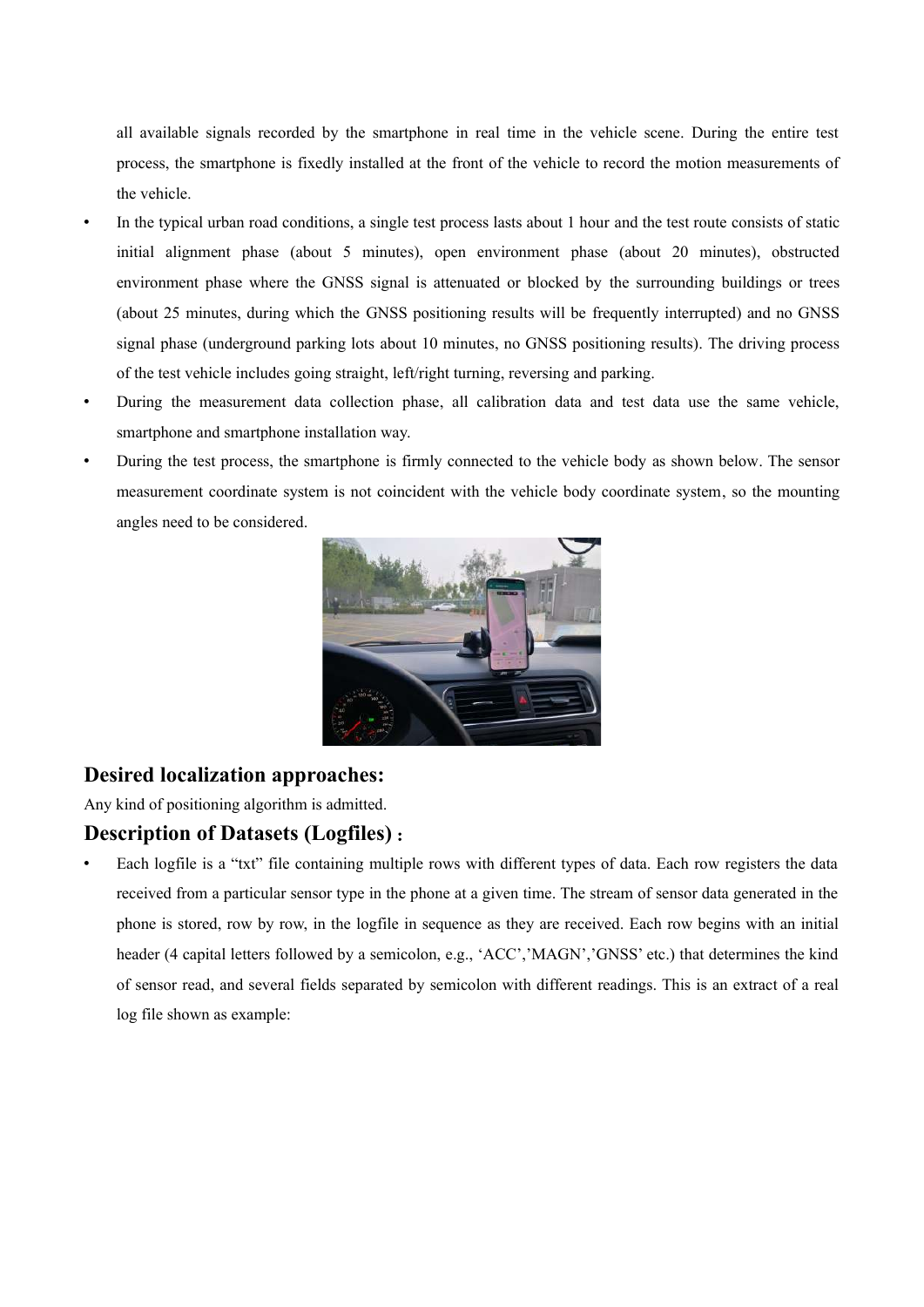all available signals recorded by the smartphone in real time in the vehicle scene. During the entire test process, the smartphone is fixedly installed at the front of the vehicle to record the motion measurements of the vehicle.

- In the typical urban road conditions, a single test process lasts about 1 hour and the test route consists of static initial alignment phase (about 5 minutes), open environment phase (about 20 minutes), obstructed environment phase where the GNSS signal is attenuated or blocked by the surrounding buildings or trees (about 25 minutes, during which the GNSS positioning results will be frequently interrupted) and no GNSS signal phase (underground parking lots about 10 minutes, no GNSS positioning results). The driving process of the test vehicle includes going straight, left/right turning, reversing and parking.
- During the measurement data collection phase, all calibration data and test data use the same vehicle, smartphone and smartphone installation way.
- During the test process, the smartphone is firmly connected to the vehicle body as shown below. The sensor measurement coordinate system is not coincident with the vehicle body coordinate system, so the mounting angles need to be considered.

## Desired localization approaches:

Any kind of positioning algorithm is admitted.

## Description of Datasets (Logfiles)：

- Each logfile is a "txt" file containing multiple rows with different types of data. Each row registers the data received from a particular sensor type in the phone at a given time. The stream of sensor data generated in the phone is stored, row by row, in the logfile in sequence as they are received. Each row begins with an initial header (4 capital letters followed by a semicolon, e.g., 'ACC','MAGN','GNSS' etc.) that determines the kind of sensor read, and several fields separated by semicolon with different readings. This is an extract of a real log file shown as example: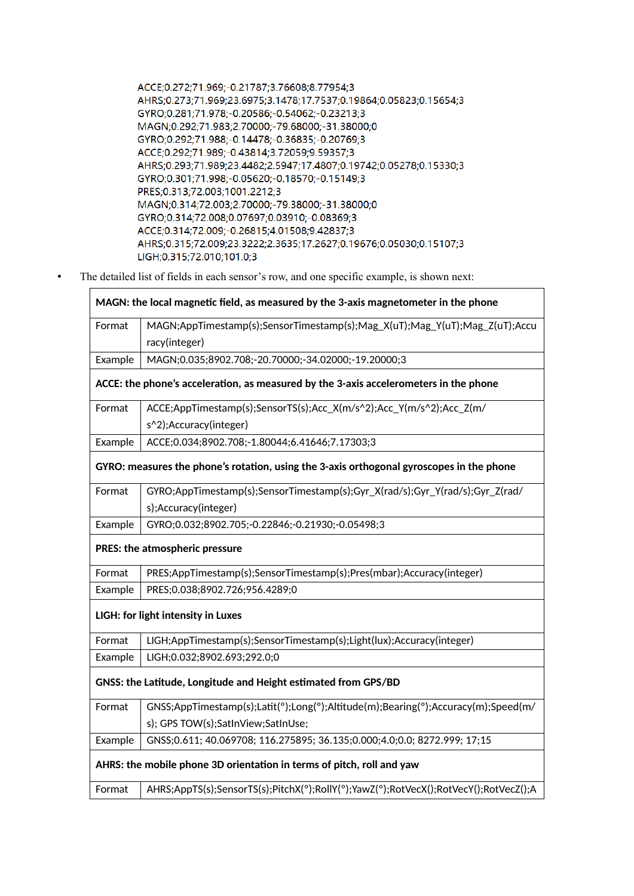```
ACCE;0.272;71.969;-0.21787;3.76608;8.77954;3
AHRS;0.273;71.969;23.6975;3.1478;17.7537;0.19864;0.05823;0.15654;3
GYRO;0.281;71.978;-0.20586;-0.54062;-0.23213;3
MAGN;0.292;71.983;2.70000;-79.68000;-31.38000;0
GYRO;0.292;71.988;-0.14478;-0.36835;-0.20769;3
ACCE;0.292;71.989;-0.43814;3.72059;9.59357;3
AHRS;0.293;71.989;23.4482;2.5947;17.4807;0.19742;0.05278;0.15330;3
GYRO;0.301;71.998;-0.05620;-0.18570;-0.15149;3
PRES;0.313;72.003;1001.2212;3
MAGN;0.314;72.003;2.70000;-79.38000;-31.38000;0
GYRO;0.314;72.008;0.07697;0.03910;-0.08369;3
ACCE;0.314;72.009;-0.26815;4.01508;9.42837;3
AHRS;0.315;72.009;23.3222;2.3635;17.2627;0.19676;0.05030;0.15107;3
LIGH;0.315;72.010;101.0;3
```

- The detailed list of fields in each sensor's row, and one specific example, is shown next:

| **MAGN: the local magnetic field, as measured by the 3-axis magnetometer in the phone** | |
|---|---|
| Format | MAGN;AppTimestamp(s);SensorTimestamp(s);Mag_X(uT);Mag_Y(uT);Mag_Z(uT);Accuracy(integer) |
| Example | MAGN;0.035;8902.708;-20.70000;-34.02000;-19.20000;3 |
| **ACCE: the phone's acceleration, as measured by the 3-axis accelerometers in the phone** | |
| Format | ACCE;AppTimestamp(s);SensorTS(s);Acc_X(m/s^2);Acc_Y(m/s^2);Acc_Z(m/s^2);Accuracy(integer) |
| Example | ACCE;0.034;8902.708;-1.80044;6.41646;7.17303;3 |
| **GYRO: measures the phone's rotation, using the 3-axis orthogonal gyroscopes in the phone** | |
| Format | GYRO;AppTimestamp(s);SensorTimestamp(s);Gyr_X(rad/s);Gyr_Y(rad/s);Gyr_Z(rad/s);Accuracy(integer) |
| Example | GYRO;0.032;8902.705;-0.22846;-0.21930;-0.05498;3 |
| **PRES: the atmospheric pressure** | |
| Format | PRES;AppTimestamp(s);SensorTimestamp(s);Pres(mbar);Accuracy(integer) |
| Example | PRES;0.038;8902.726;956.4289;0 |
| **LIGH: for light intensity in Luxes** | |
| Format | LIGH;AppTimestamp(s);SensorTimestamp(s);Light(lux);Accuracy(integer) |
| Example | LIGH;0.032;8902.693;292.0;0 |
| **GNSS: the Latitude, Longitude and Height estimated from GPS/BD** | |
| Format | GNSS;AppTimestamp(s);Latit(°);Long(°);Altitude(m);Bearing(°);Accuracy(m);Speed(m/s); GPS TOW(s);SatInView;SatInUse; |
| Example | GNSS;0.611; 40.069708; 116.275895; 36.135;0.000;4.0;0.0; 8272.999; 17;15 |
| **AHRS: the mobile phone 3D orientation in terms of pitch, roll and yaw** | |
| Format | AHRS;AppTS(s);SensorTS(s);PitchX(°);RollY(°);YawZ(°);RotVecX();RotVecY();RotVecZ();A |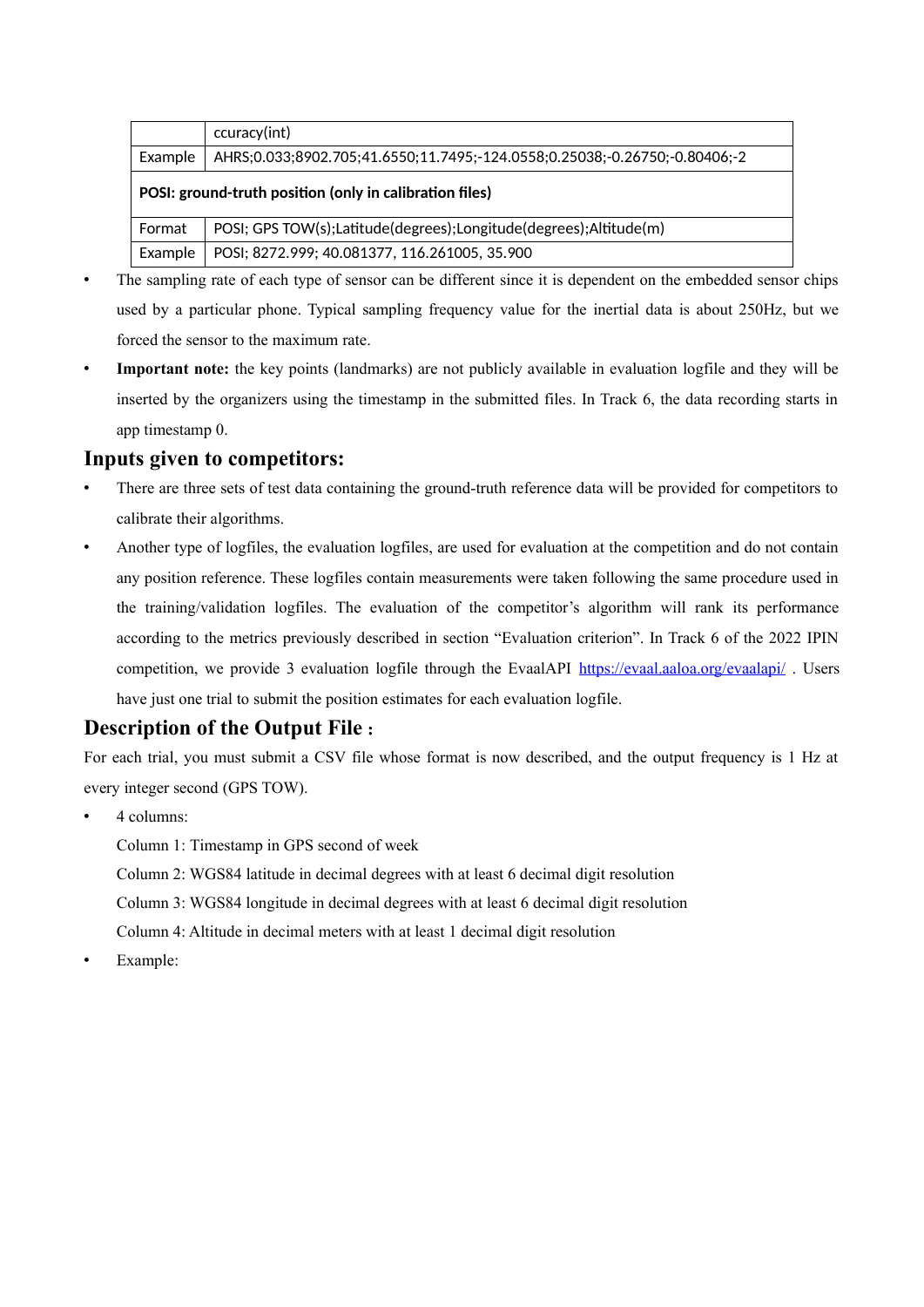|  | ccuracy(int) |
|---|---|
| Example | AHRS;0.033;8902.705;41.6550;11.7495;-124.0558;0.25038;-0.26750;-0.80406;-2 |
| **POSI: ground-truth position (only in calibration files)** | |
| Format | POSI; GPS TOW(s);Latitude(degrees);Longitude(degrees);Altitude(m) |
| Example | POSI; 8272.999; 40.081377, 116.261005, 35.900 |

- The sampling rate of each type of sensor can be different since it is dependent on the embedded sensor chips used by a particular phone. Typical sampling frequency value for the inertial data is about 250Hz, but we forced the sensor to the maximum rate.
- **Important note:** the key points (landmarks) are not publicly available in evaluation logfile and they will be inserted by the organizers using the timestamp in the submitted files. In Track 6, the data recording starts in app timestamp 0.

## Inputs given to competitors:

- There are three sets of test data containing the ground-truth reference data will be provided for competitors to calibrate their algorithms.
- Another type of logfiles, the evaluation logfiles, are used for evaluation at the competition and do not contain any position reference. These logfiles contain measurements were taken following the same procedure used in the training/validation logfiles. The evaluation of the competitor's algorithm will rank its performance according to the metrics previously described in section "Evaluation criterion". In Track 6 of the 2022 IPIN competition, we provide 3 evaluation logfile through the EvaalAPI https://evaal.aaloa.org/evaalapi/ . Users have just one trial to submit the position estimates for each evaluation logfile.

## Description of the Output File :

For each trial, you must submit a CSV file whose format is now described, and the output frequency is 1 Hz at every integer second (GPS TOW).

- 4 columns:

  Column 1: Timestamp in GPS second of week

  Column 2: WGS84 latitude in decimal degrees with at least 6 decimal digit resolution

  Column 3: WGS84 longitude in decimal degrees with at least 6 decimal digit resolution

  Column 4: Altitude in decimal meters with at least 1 decimal digit resolution

- Example: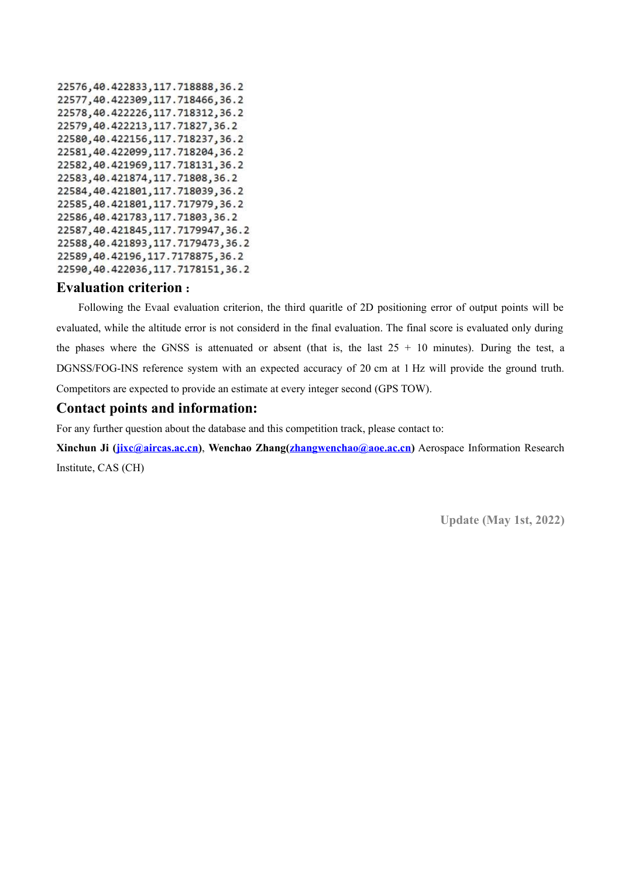```
22576,40.422833,117.718888,36.2
22577,40.422309,117.718466,36.2
22578,40.422226,117.718312,36.2
22579,40.422213,117.71827,36.2
22580,40.422156,117.718237,36.2
22581,40.422099,117.718204,36.2
22582,40.421969,117.718131,36.2
22583,40.421874,117.71808,36.2
22584,40.421801,117.718039,36.2
22585,40.421801,117.717979,36.2
22586,40.421783,117.71803,36.2
22587,40.421845,117.7179947,36.2
22588,40.421893,117.7179473,36.2
22589,40.42196,117.7178875,36.2
22590,40.422036,117.7178151,36.2
```

## Evaluation criterion：

Following the Evaal evaluation criterion, the third quaritle of 2D positioning error of output points will be evaluated, while the altitude error is not considerd in the final evaluation. The final score is evaluated only during the phases where the GNSS is attenuated or absent (that is, the last 25 + 10 minutes). During the test, a DGNSS/FOG-INS reference system with an expected accuracy of 20 cm at 1 Hz will provide the ground truth. Competitors are expected to provide an estimate at every integer second (GPS TOW).

## Contact points and information:

For any further question about the database and this competition track, please contact to:

**Xinchun Ji ([jixc@aircas.ac.cn](mailto:jixc@aircas.ac.cn))**, **Wenchao Zhang([zhangwenchao@aoe.ac.cn](mailto:zhangwenchao@aoe.ac.cn))** Aerospace Information Research Institute, CAS (CH)

**Update (May 1st, 2022)**